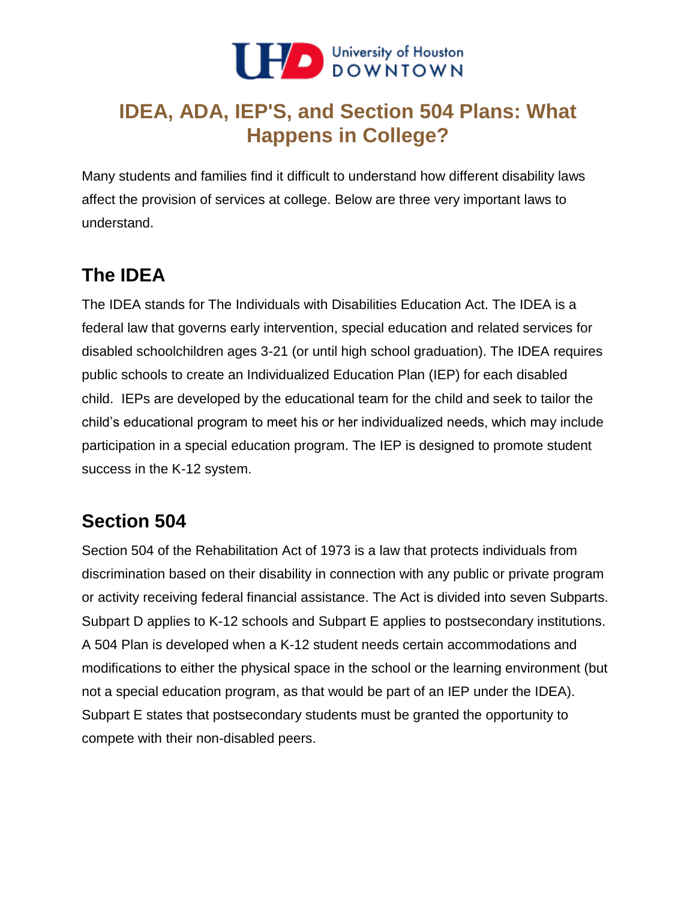# IDEA, ADA, IEP'S, and Section 504 Plans: What Happens in College?

Many students and families find it difficult to understand how different disability laws affect the provision of services at college. Below are three very important laws to understand.

## The IDEA

The IDEA stands for The Individuals with Disabilities Education Act. The IDEA is a federal law that governs early intervention, special education and related services for disabled schoolchildren ages 3-21 (or until high school graduation). The IDEA requires public schools to create an Individualized Education Plan (IEP) for each disabled child. IEPs are developed by the educational team for the child and seek to tailor the child's educational program to meet his or her individualized needs, which may include participation in a special education program. The IEP is designed to promote student success in the K-12 system.

## Section 504

Section 504 of the Rehabilitation Act of 1973 is a law that protects individuals from discrimination based on their disability in connection with any public or private program or activity receiving federal financial assistance. The Act is divided into seven Subparts. Subpart D applies to K-12 schools and Subpart E applies to postsecondary institutions. A 504 Plan is developed when a K-12 student needs certain accommodations and modifications to either the physical space in the school or the learning environment (but not a special education program, as that would be part of an IEP under the IDEA). Subpart E states that postsecondary students must be granted the opportunity to compete with their non-disabled peers.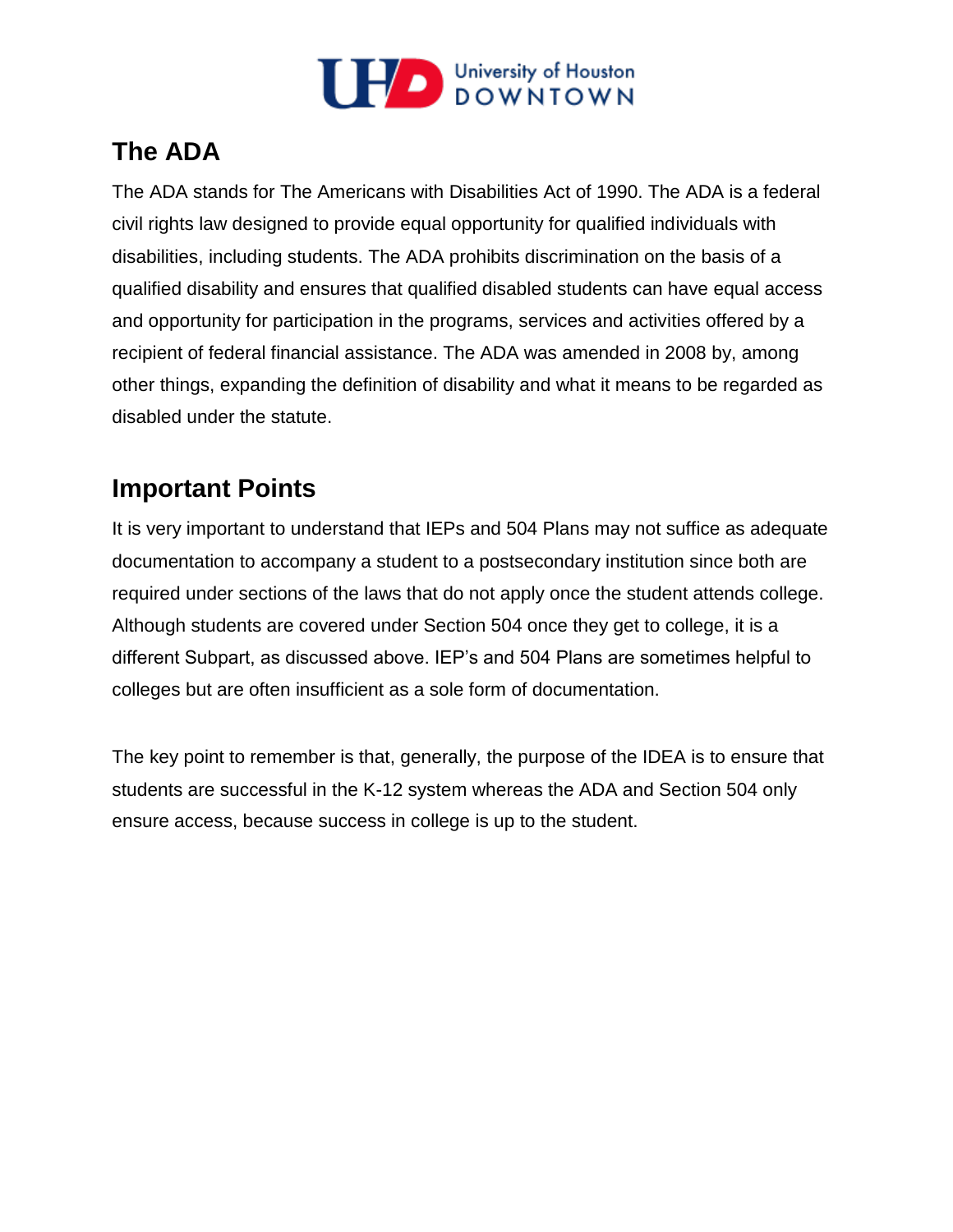## The ADA

The ADA stands for The Americans with Disabilities Act of 1990. The ADA is a federal civil rights law designed to provide equal opportunity for qualified individuals with disabilities, including students. The ADA prohibits discrimination on the basis of a qualified disability and ensures that qualified disabled students can have equal access and opportunity for participation in the programs, services and activities offered by a recipient of federal financial assistance. The ADA was amended in 2008 by, among other things, expanding the definition of disability and what it means to be regarded as disabled under the statute.

## Important Points

It is very important to understand that IEPs and 504 Plans may not suffice as adequate documentation to accompany a student to a postsecondary institution since both are required under sections of the laws that do not apply once the student attends college. Although students are covered under Section 504 once they get to college, it is a different Subpart, as discussed above. IEP's and 504 Plans are sometimes helpful to colleges but are often insufficient as a sole form of documentation.

The key point to remember is that, generally, the purpose of the IDEA is to ensure that students are successful in the K-12 system whereas the ADA and Section 504 only ensure access, because success in college is up to the student.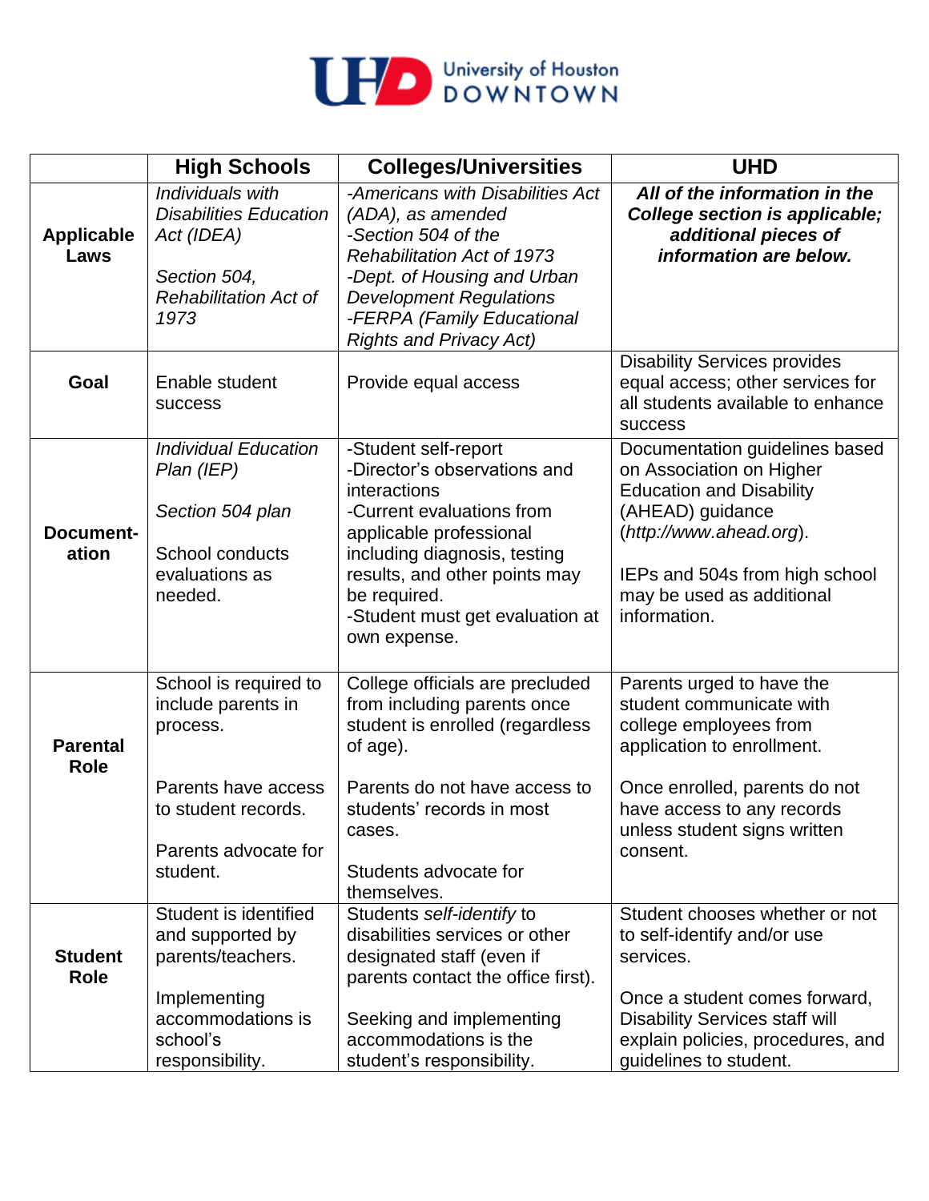| | High Schools | Colleges/Universities | UHD |
|---|---|---|---|
| **Applicable Laws** | *Individuals with Disabilities Education Act (IDEA)*<br><br>*Section 504, Rehabilitation Act of 1973* | *-Americans with Disabilities Act (ADA), as amended*<br>*-Section 504 of the Rehabilitation Act of 1973*<br>*-Dept. of Housing and Urban Development Regulations*<br>*-FERPA (Family Educational Rights and Privacy Act)* | ***All of the information in the College section is applicable; additional pieces of information are below.*** |
| **Goal** | Enable student success | Provide equal access | Disability Services provides equal access; other services for all students available to enhance success |
| **Document-ation** | *Individual Education Plan (IEP)*<br><br>*Section 504 plan*<br><br>School conducts evaluations as needed. | -Student self-report<br>-Director's observations and interactions<br>-Current evaluations from applicable professional including diagnosis, testing results, and other points may be required.<br>-Student must get evaluation at own expense. | Documentation guidelines based on Association on Higher Education and Disability (AHEAD) guidance (*http://www.ahead.org*).<br><br>IEPs and 504s from high school may be used as additional information. |
| **Parental Role** | School is required to include parents in process.<br><br>Parents have access to student records.<br><br>Parents advocate for student. | College officials are precluded from including parents once student is enrolled (regardless of age).<br><br>Parents do not have access to students' records in most cases.<br><br>Students advocate for themselves. | Parents urged to have the student communicate with college employees from application to enrollment.<br><br>Once enrolled, parents do not have access to any records unless student signs written consent. |
| **Student Role** | Student is identified and supported by parents/teachers.<br><br>Implementing accommodations is school's responsibility. | Students *self-identify* to disabilities services or other designated staff (even if parents contact the office first).<br><br>Seeking and implementing accommodations is the student's responsibility. | Student chooses whether or not to self-identify and/or use services.<br><br>Once a student comes forward, Disability Services staff will explain policies, procedures, and guidelines to student. |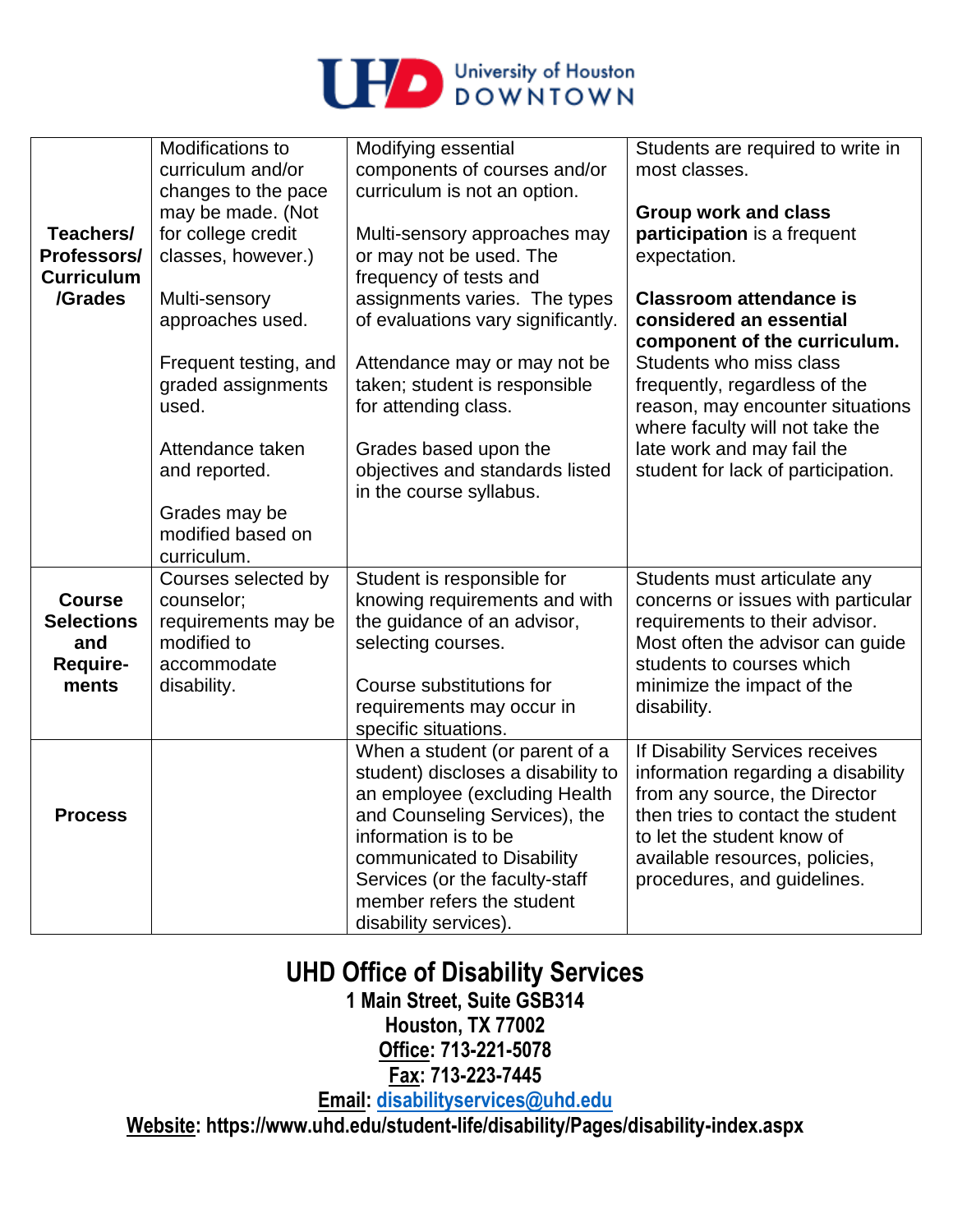| | | | |
|---|---|---|---|
| **Teachers/ Professors/ Curriculum /Grades** | Modifications to curriculum and/or changes to the pace may be made. (Not for college credit classes, however.)<br><br>Multi-sensory approaches used.<br><br>Frequent testing, and graded assignments used.<br><br>Attendance taken and reported.<br><br>Grades may be modified based on curriculum. | Modifying essential components of courses and/or curriculum is not an option.<br><br>Multi-sensory approaches may or may not be used. The frequency of tests and assignments varies. The types of evaluations vary significantly.<br><br>Attendance may or may not be taken; student is responsible for attending class.<br><br>Grades based upon the objectives and standards listed in the course syllabus. | Students are required to write in most classes.<br><br>**Group work and class participation** is a frequent expectation.<br><br>**Classroom attendance is considered an essential component of the curriculum.** Students who miss class frequently, regardless of the reason, may encounter situations where faculty will not take the late work and may fail the student for lack of participation. |
| **Course Selections and Require-ments** | Courses selected by counselor; requirements may be modified to accommodate disability. | Student is responsible for knowing requirements and with the guidance of an advisor, selecting courses.<br><br>Course substitutions for requirements may occur in specific situations. | Students must articulate any concerns or issues with particular requirements to their advisor. Most often the advisor can guide students to courses which minimize the impact of the disability. |
| **Process** | | When a student (or parent of a student) discloses a disability to an employee (excluding Health and Counseling Services), the information is to be communicated to Disability Services (or the faculty-staff member refers the student disability services). | If Disability Services receives information regarding a disability from any source, the Director then tries to contact the student to let the student know of available resources, policies, procedures, and guidelines. |

## UHD Office of Disability Services

**1 Main Street, Suite GSB314**
**Houston, TX 77002**
**Office: 713-221-5078**
**Fax: 713-223-7445**
**Email: disabilityservices@uhd.edu**
**Website: https://www.uhd.edu/student-life/disability/Pages/disability-index.aspx**